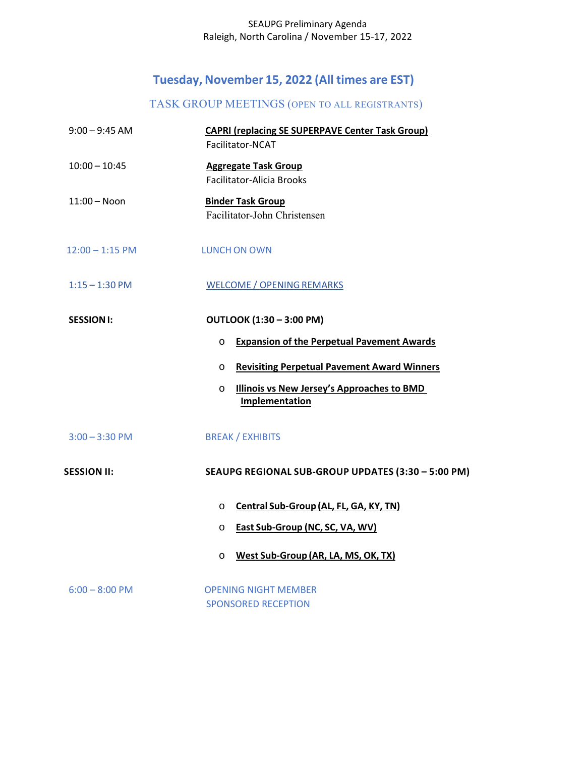SEAUPG Preliminary Agenda
Raleigh, North Carolina / November 15-17, 2022

## Tuesday, November 15, 2022 (All times are EST)

### TASK GROUP MEETINGS (OPEN TO ALL REGISTRANTS)

9:00 – 9:45 AM — **CAPRI (replacing SE SUPERPAVE Center Task Group)**
Facilitator-NCAT

10:00 – 10:45 — **Aggregate Task Group**
Facilitator-Alicia Brooks

11:00 – Noon — **Binder Task Group**
Facilitator-John Christensen

12:00 – 1:15 PM — LUNCH ON OWN

1:15 – 1:30 PM — WELCOME / OPENING REMARKS

**SESSION I:** **OUTLOOK (1:30 – 3:00 PM)**

- **Expansion of the Perpetual Pavement Awards**
- **Revisiting Perpetual Pavement Award Winners**
- **Illinois vs New Jersey's Approaches to BMD Implementation**

3:00 – 3:30 PM — BREAK / EXHIBITS

**SESSION II:** **SEAUPG REGIONAL SUB-GROUP UPDATES (3:30 – 5:00 PM)**

- **Central Sub-Group (AL, FL, GA, KY, TN)**
- **East Sub-Group (NC, SC, VA, WV)**
- **West Sub-Group (AR, LA, MS, OK, TX)**

6:00 – 8:00 PM — OPENING NIGHT MEMBER SPONSORED RECEPTION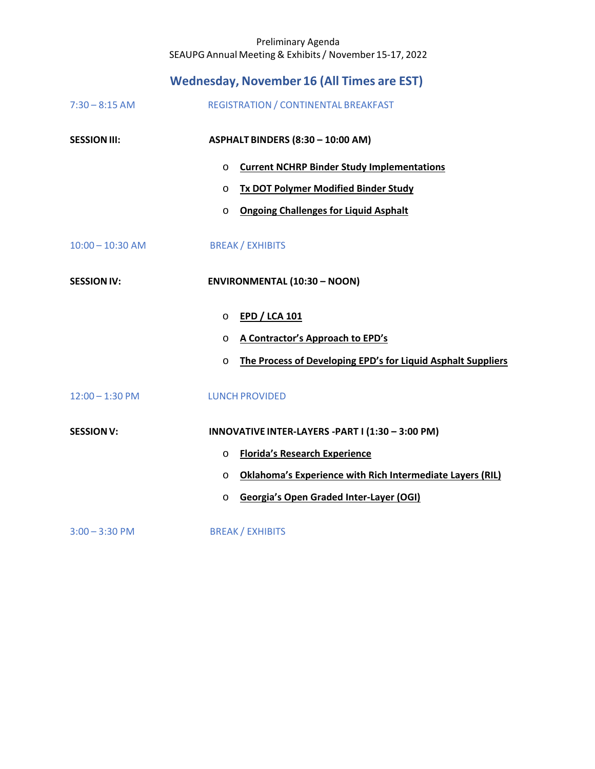Preliminary Agenda
SEAUPG Annual Meeting & Exhibits / November 15-17, 2022

## Wednesday, November 16 (All Times are EST)

7:30 – 8:15 AM — REGISTRATION / CONTINENTAL BREAKFAST

**SESSION III:** **ASPHALT BINDERS (8:30 – 10:00 AM)**

- **Current NCHRP Binder Study Implementations**
- **Tx DOT Polymer Modified Binder Study**
- **Ongoing Challenges for Liquid Asphalt**

10:00 – 10:30 AM — BREAK / EXHIBITS

**SESSION IV:** **ENVIRONMENTAL (10:30 – NOON)**

- **EPD / LCA 101**
- **A Contractor's Approach to EPD's**
- **The Process of Developing EPD's for Liquid Asphalt Suppliers**

12:00 – 1:30 PM — LUNCH PROVIDED

**SESSION V:** **INNOVATIVE INTER-LAYERS -PART I (1:30 – 3:00 PM)**

- **Florida's Research Experience**
- **Oklahoma's Experience with Rich Intermediate Layers (RIL)**
- **Georgia's Open Graded Inter-Layer (OGI)**

3:00 – 3:30 PM — BREAK / EXHIBITS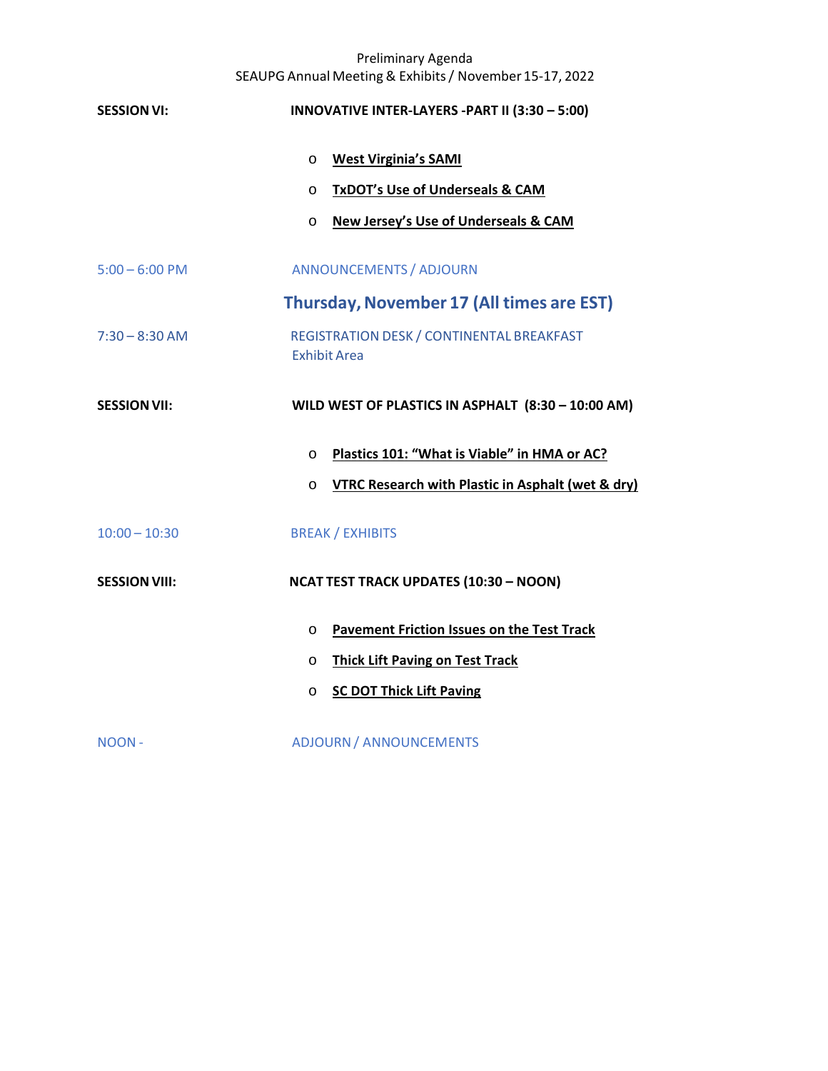Preliminary Agenda
SEAUPG Annual Meeting & Exhibits / November 15-17, 2022

**SESSION VI:** **INNOVATIVE INTER-LAYERS -PART II (3:30 – 5:00)**

- **West Virginia's SAMI**
- **TxDOT's Use of Underseals & CAM**
- **New Jersey's Use of Underseals & CAM**

5:00 – 6:00 PM ANNOUNCEMENTS / ADJOURN

## Thursday, November 17 (All times are EST)

7:30 – 8:30 AM REGISTRATION DESK / CONTINENTAL BREAKFAST
Exhibit Area

**SESSION VII:** **WILD WEST OF PLASTICS IN ASPHALT (8:30 – 10:00 AM)**

- **Plastics 101: "What is Viable" in HMA or AC?**
- **VTRC Research with Plastic in Asphalt (wet & dry)**

10:00 – 10:30 BREAK / EXHIBITS

**SESSION VIII:** **NCAT TEST TRACK UPDATES (10:30 – NOON)**

- **Pavement Friction Issues on the Test Track**
- **Thick Lift Paving on Test Track**
- **SC DOT Thick Lift Paving**

NOON - ADJOURN / ANNOUNCEMENTS